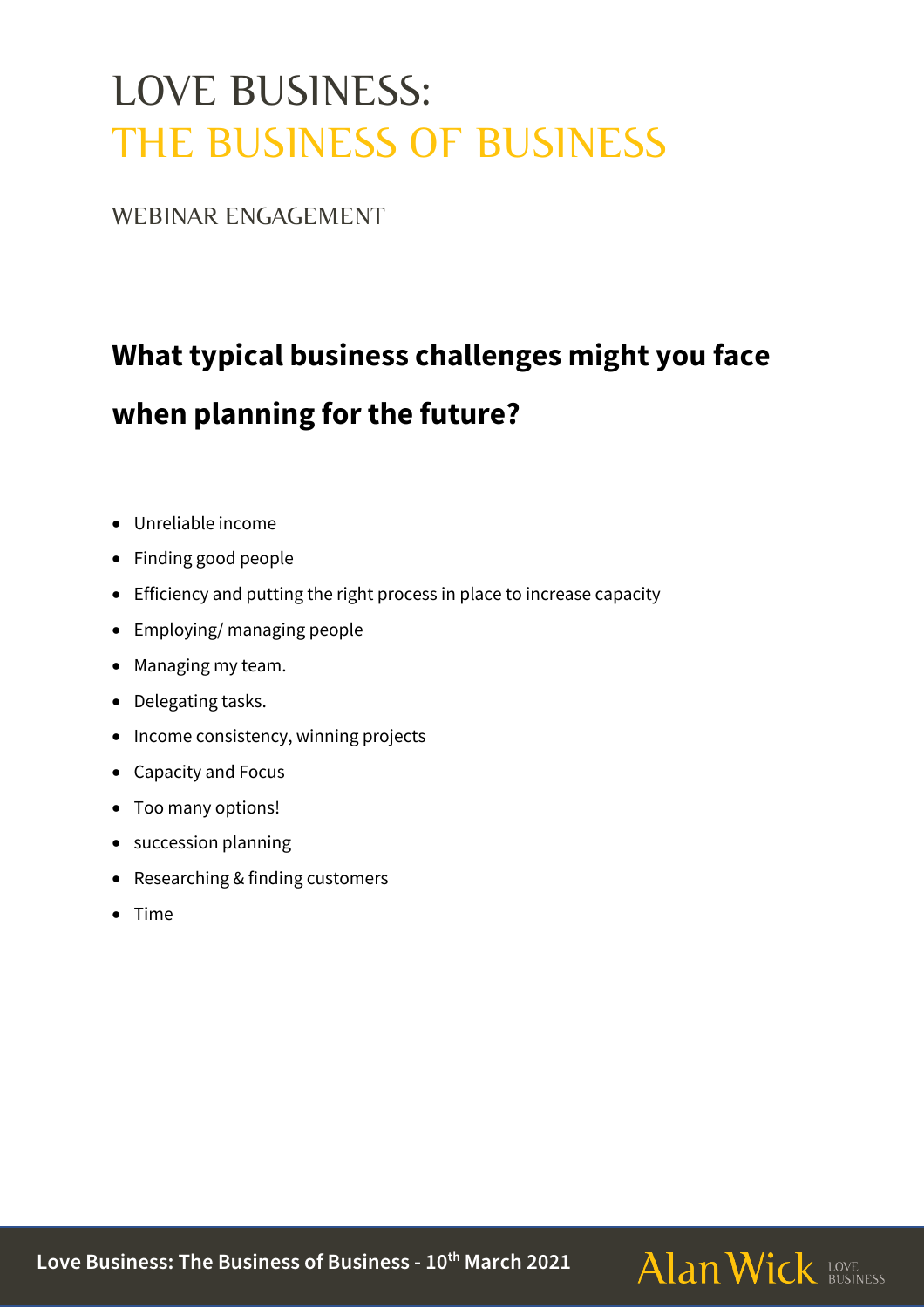# LOVE BUSINESS:
# THE BUSINESS OF BUSINESS

WEBINAR ENGAGEMENT

## What typical business challenges might you face when planning for the future?

- Unreliable income
- Finding good people
- Efficiency and putting the right process in place to increase capacity
- Employing/ managing people
- Managing my team.
- Delegating tasks.
- Income consistency, winning projects
- Capacity and Focus
- Too many options!
- succession planning
- Researching & finding customers
- Time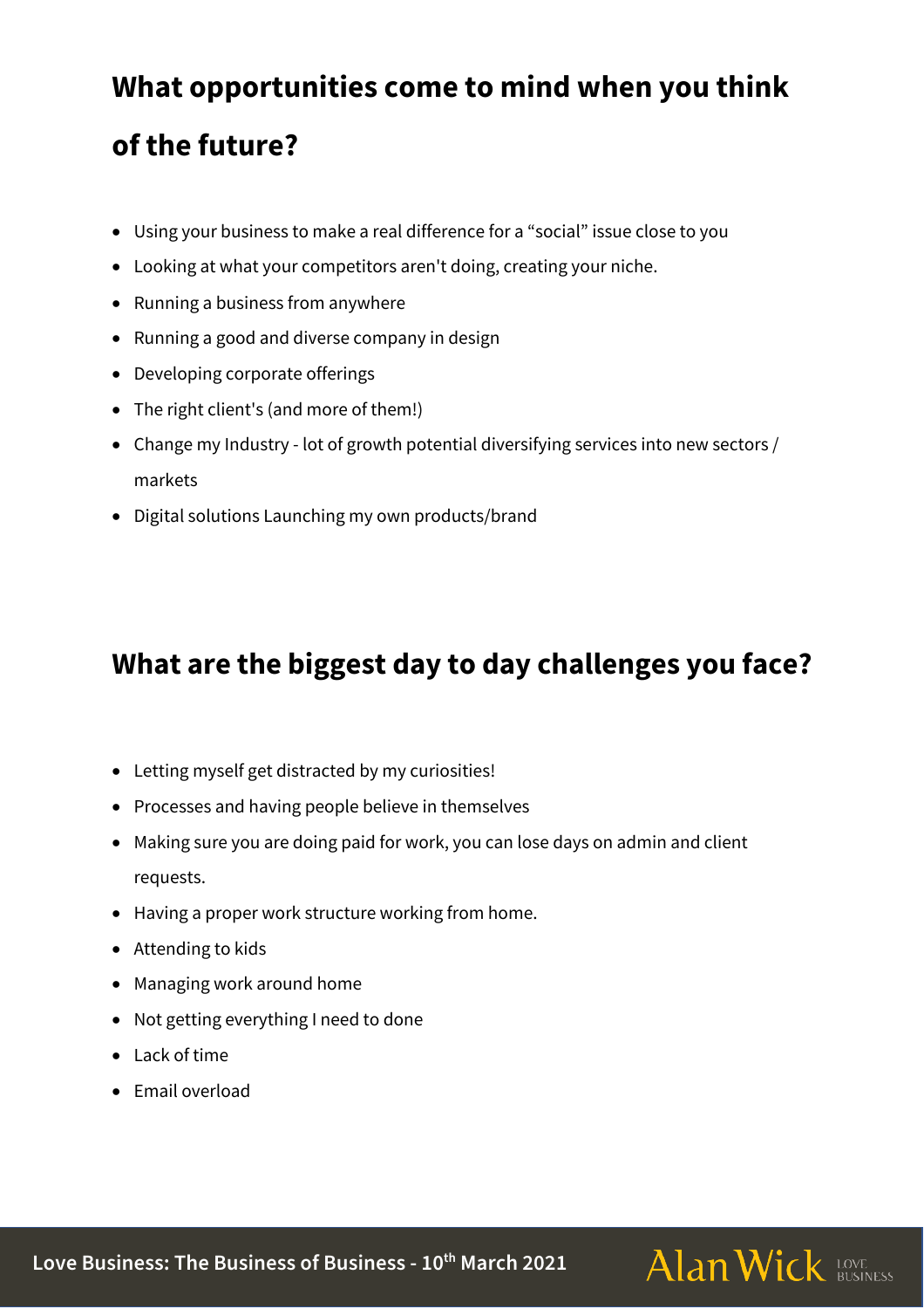## What opportunities come to mind when you think of the future?

- Using your business to make a real difference for a "social" issue close to you
- Looking at what your competitors aren't doing, creating your niche.
- Running a business from anywhere
- Running a good and diverse company in design
- Developing corporate offerings
- The right client's (and more of them!)
- Change my Industry - lot of growth potential diversifying services into new sectors / markets
- Digital solutions Launching my own products/brand

## What are the biggest day to day challenges you face?

- Letting myself get distracted by my curiosities!
- Processes and having people believe in themselves
- Making sure you are doing paid for work, you can lose days on admin and client requests.
- Having a proper work structure working from home.
- Attending to kids
- Managing work around home
- Not getting everything I need to done
- Lack of time
- Email overload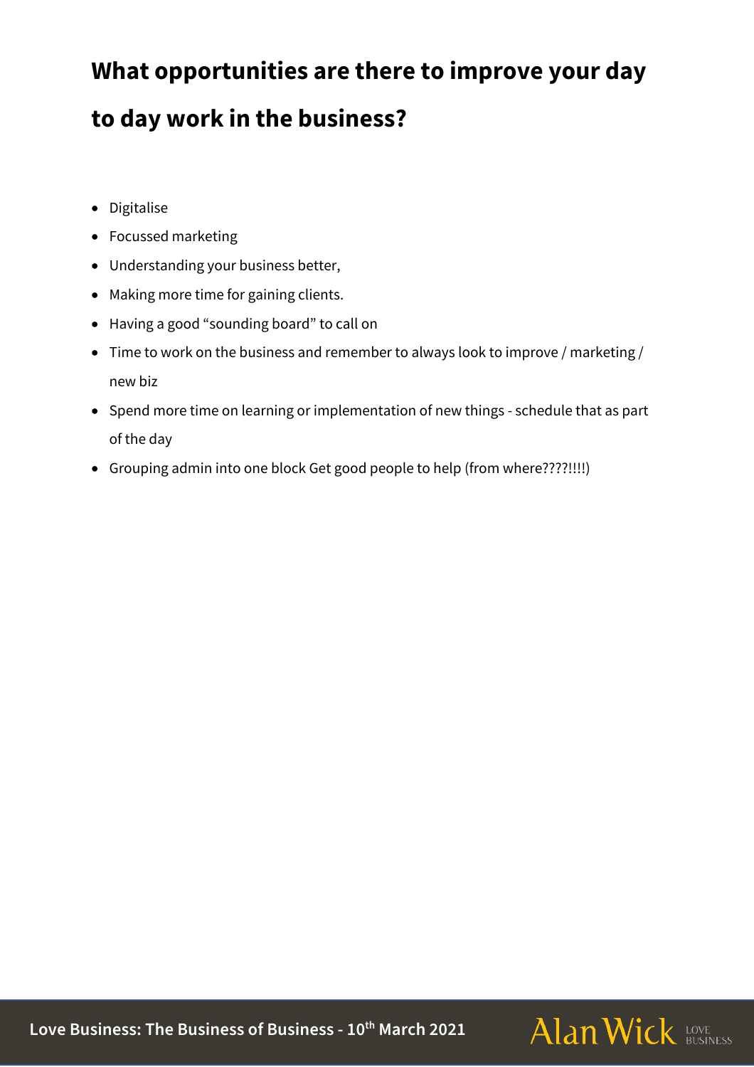## What opportunities are there to improve your day to day work in the business?

- Digitalise
- Focussed marketing
- Understanding your business better,
- Making more time for gaining clients.
- Having a good "sounding board" to call on
- Time to work on the business and remember to always look to improve / marketing / new biz
- Spend more time on learning or implementation of new things - schedule that as part of the day
- Grouping admin into one block Get good people to help (from where????!!!!)